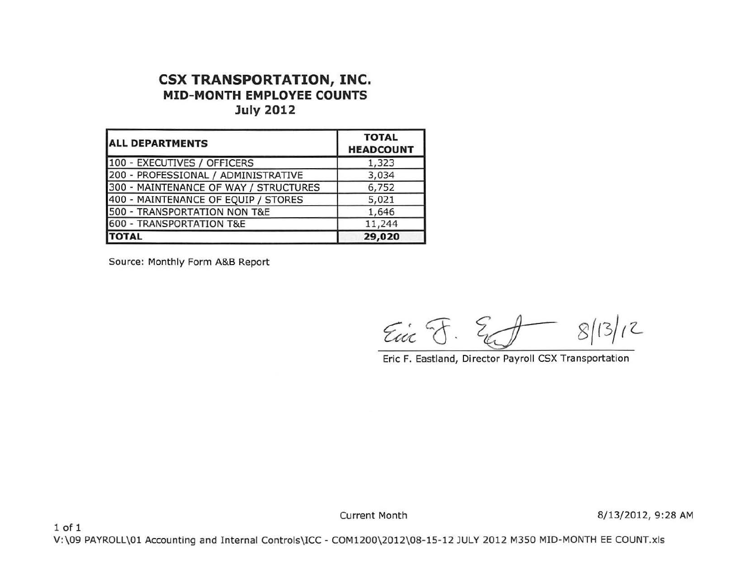# CSX TRANSPORTATION, INC.

## MID-MONTH EMPLOYEE COUNTS

### July 2012

| ALL DEPARTMENTS | TOTAL HEADCOUNT |
|---|---|
| 100 - EXECUTIVES / OFFICERS | 1,323 |
| 200 - PROFESSIONAL / ADMINISTRATIVE | 3,034 |
| 300 - MAINTENANCE OF WAY / STRUCTURES | 6,752 |
| 400 - MAINTENANCE OF EQUIP / STORES | 5,021 |
| 500 - TRANSPORTATION NON T&E | 1,646 |
| 600 - TRANSPORTATION T&E | 11,244 |
| **TOTAL** | **29,020** |

Source: Monthly Form A&B Report

Eric F. Eastland 8/13/12

Eric F. Eastland, Director Payroll CSX Transportation

Current Month 8/13/2012, 9:28 AM

V:\09 PAYROLL\01 Accounting and Internal Controls\ICC - COM1200\2012\08-15-12 JULY 2012 M350 MID-MONTH EE COUNT.xls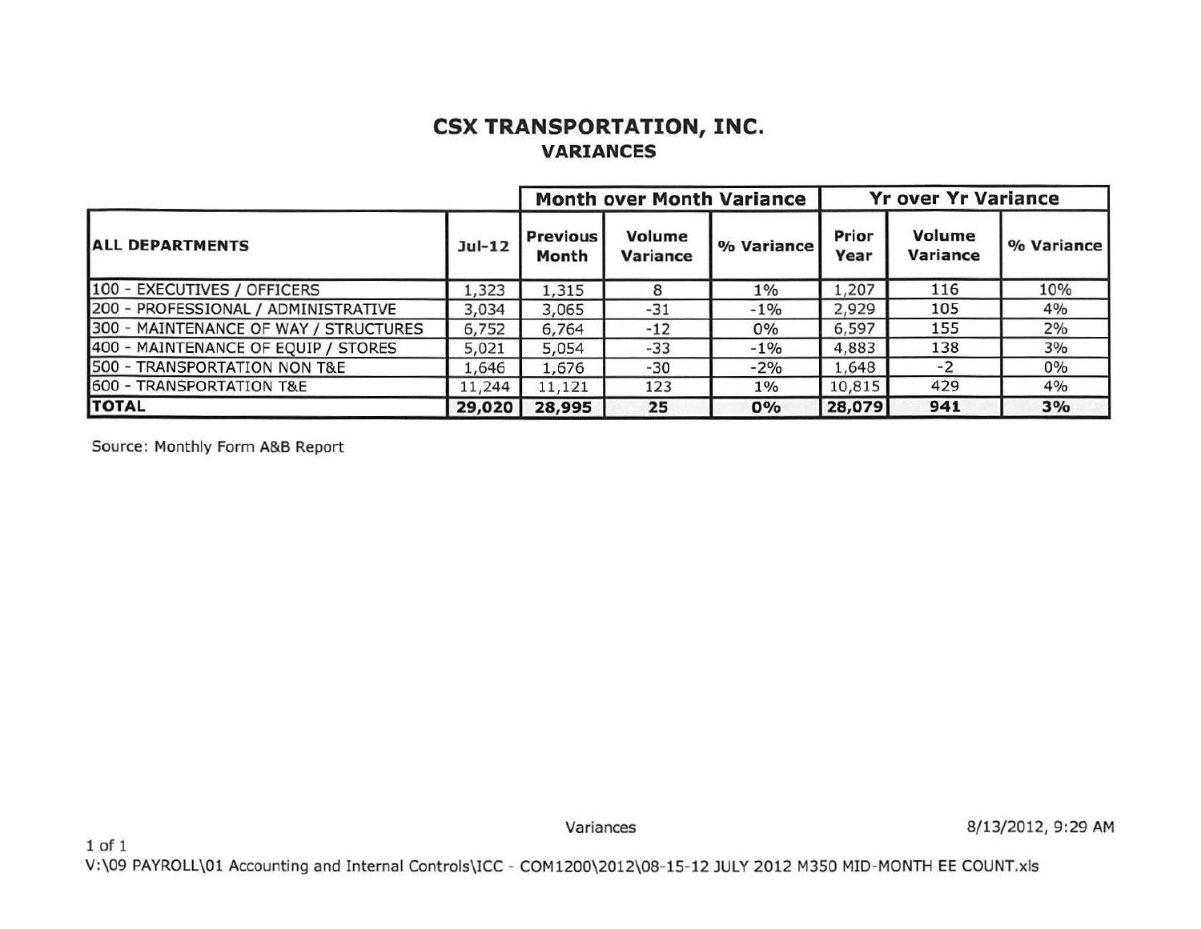# CSX TRANSPORTATION, INC.

## VARIANCES

| | | Month over Month Variance | | | Yr over Yr Variance | | |
|---|---|---|---|---|---|---|---|
| **ALL DEPARTMENTS** | **Jul-12** | **Previous Month** | **Volume Variance** | **% Variance** | **Prior Year** | **Volume Variance** | **% Variance** |
| 100 - EXECUTIVES / OFFICERS | 1,323 | 1,315 | 8 | 1% | 1,207 | 116 | 10% |
| 200 - PROFESSIONAL / ADMINISTRATIVE | 3,034 | 3,065 | -31 | -1% | 2,929 | 105 | 4% |
| 300 - MAINTENANCE OF WAY / STRUCTURES | 6,752 | 6,764 | -12 | 0% | 6,597 | 155 | 2% |
| 400 - MAINTENANCE OF EQUIP / STORES | 5,021 | 5,054 | -33 | -1% | 4,883 | 138 | 3% |
| 500 - TRANSPORTATION NON T&E | 1,646 | 1,676 | -30 | -2% | 1,648 | -2 | 0% |
| 600 - TRANSPORTATION T&E | 11,244 | 11,121 | 123 | 1% | 10,815 | 429 | 4% |
| **TOTAL** | **29,020** | **28,995** | **25** | **0%** | **28,079** | **941** | **3%** |

Source: Monthly Form A&B Report

Variances 8/13/2012, 9:29 AM

V:\09 PAYROLL\01 Accounting and Internal Controls\ICC - COM1200\2012\08-15-12 JULY 2012 M350 MID-MONTH EE COUNT.xls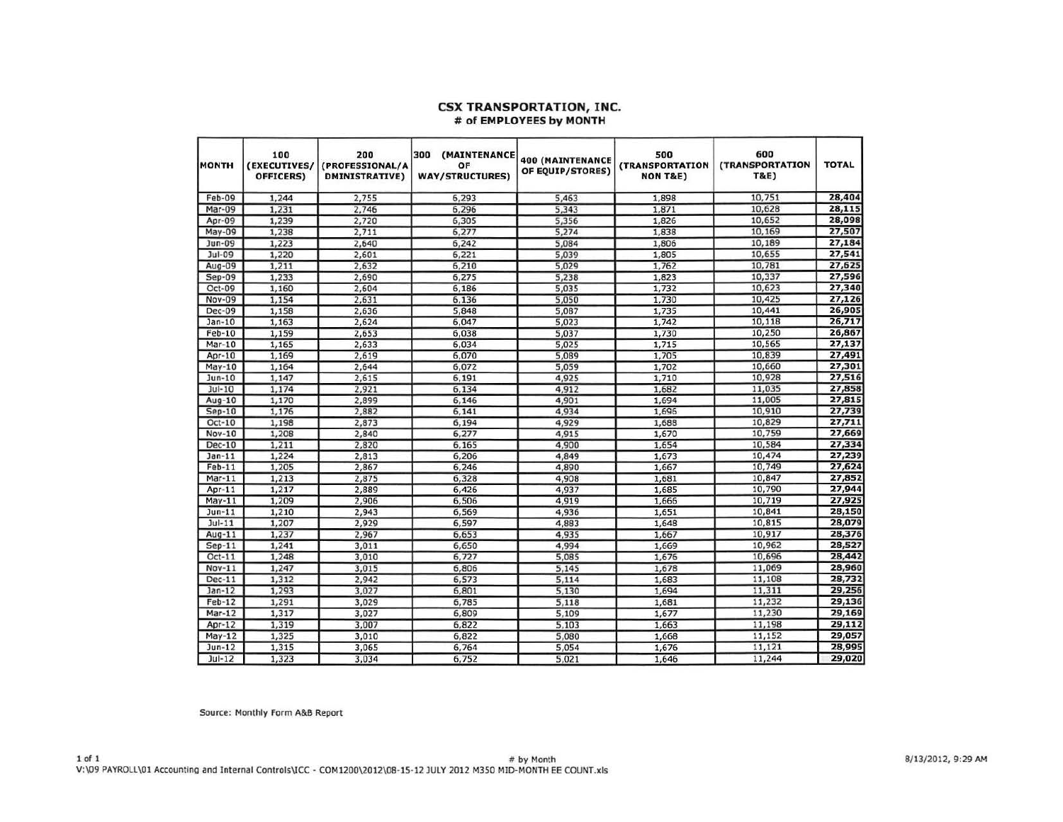# CSX TRANSPORTATION, INC.
## # of EMPLOYEES by MONTH

| MONTH | 100 (EXECUTIVES/ OFFICERS) | 200 (PROFESSIONAL/A DMINISTRATIVE) | 300 (MAINTENANCE OF WAY/STRUCTURES) | 400 (MAINTENANCE OF EQUIP/STORES) | 500 (TRANSPORTATION NON T&E) | 600 (TRANSPORTATION T&E) | TOTAL |
|---|---|---|---|---|---|---|---|
| Feb-09 | 1,244 | 2,755 | 6,293 | 5,463 | 1,898 | 10,751 | **28,404** |
| Mar-09 | 1,231 | 2,746 | 6,296 | 5,343 | 1,871 | 10,628 | **28,115** |
| Apr-09 | 1,239 | 2,720 | 6,305 | 5,356 | 1,826 | 10,652 | **28,098** |
| May-09 | 1,238 | 2,711 | 6,277 | 5,274 | 1,838 | 10,169 | **27,507** |
| Jun-09 | 1,223 | 2,640 | 6,242 | 5,084 | 1,806 | 10,189 | **27,184** |
| Jul-09 | 1,220 | 2,601 | 6,221 | 5,039 | 1,805 | 10,655 | **27,541** |
| Aug-09 | 1,211 | 2,632 | 6,210 | 5,029 | 1,762 | 10,781 | **27,625** |
| Sep-09 | 1,233 | 2,690 | 6,275 | 5,238 | 1,823 | 10,337 | **27,596** |
| Oct-09 | 1,160 | 2,604 | 6,186 | 5,035 | 1,732 | 10,623 | **27,340** |
| Nov-09 | 1,154 | 2,631 | 6,136 | 5,050 | 1,730 | 10,425 | **27,126** |
| Dec-09 | 1,158 | 2,636 | 5,848 | 5,087 | 1,735 | 10,441 | **26,905** |
| Jan-10 | 1,163 | 2,624 | 6,047 | 5,023 | 1,742 | 10,118 | **26,717** |
| Feb-10 | 1,159 | 2,653 | 6,038 | 5,037 | 1,730 | 10,250 | **26,867** |
| Mar-10 | 1,165 | 2,633 | 6,034 | 5,025 | 1,715 | 10,565 | **27,137** |
| Apr-10 | 1,169 | 2,619 | 6,070 | 5,089 | 1,705 | 10,839 | **27,491** |
| May-10 | 1,164 | 2,644 | 6,072 | 5,059 | 1,702 | 10,660 | **27,301** |
| Jun-10 | 1,147 | 2,615 | 6,191 | 4,925 | 1,710 | 10,928 | **27,516** |
| Jul-10 | 1,174 | 2,921 | 6,134 | 4,912 | 1,682 | 11,035 | **27,858** |
| Aug-10 | 1,170 | 2,899 | 6,146 | 4,901 | 1,694 | 11,005 | **27,815** |
| Sep-10 | 1,176 | 2,882 | 6,141 | 4,934 | 1,696 | 10,910 | **27,739** |
| Oct-10 | 1,198 | 2,873 | 6,194 | 4,929 | 1,688 | 10,829 | **27,711** |
| Nov-10 | 1,208 | 2,840 | 6,277 | 4,915 | 1,670 | 10,759 | **27,669** |
| Dec-10 | 1,211 | 2,820 | 6,165 | 4,900 | 1,654 | 10,584 | **27,334** |
| Jan-11 | 1,224 | 2,813 | 6,206 | 4,849 | 1,673 | 10,474 | **27,239** |
| Feb-11 | 1,205 | 2,867 | 6,246 | 4,890 | 1,667 | 10,749 | **27,624** |
| Mar-11 | 1,213 | 2,875 | 6,328 | 4,908 | 1,681 | 10,847 | **27,852** |
| Apr-11 | 1,217 | 2,889 | 6,426 | 4,937 | 1,685 | 10,790 | **27,944** |
| May-11 | 1,209 | 2,906 | 6,506 | 4,919 | 1,666 | 10,719 | **27,925** |
| Jun-11 | 1,210 | 2,943 | 6,569 | 4,936 | 1,651 | 10,841 | **28,150** |
| Jul-11 | 1,207 | 2,929 | 6,597 | 4,883 | 1,648 | 10,815 | **28,079** |
| Aug-11 | 1,237 | 2,967 | 6,653 | 4,935 | 1,667 | 10,917 | **28,376** |
| Sep-11 | 1,241 | 3,011 | 6,650 | 4,994 | 1,669 | 10,962 | **28,527** |
| Oct-11 | 1,248 | 3,010 | 6,727 | 5,085 | 1,676 | 10,696 | **28,442** |
| Nov-11 | 1,247 | 3,015 | 6,806 | 5,145 | 1,678 | 11,069 | **28,960** |
| Dec-11 | 1,312 | 2,942 | 6,573 | 5,114 | 1,683 | 11,108 | **28,732** |
| Jan-12 | 1,293 | 3,027 | 6,801 | 5,130 | 1,694 | 11,311 | **29,256** |
| Feb-12 | 1,291 | 3,029 | 6,785 | 5,118 | 1,681 | 11,232 | **29,136** |
| Mar-12 | 1,317 | 3,027 | 6,809 | 5,109 | 1,677 | 11,230 | **29,169** |
| Apr-12 | 1,319 | 3,007 | 6,822 | 5,103 | 1,663 | 11,198 | **29,112** |
| May-12 | 1,325 | 3,010 | 6,822 | 5,080 | 1,668 | 11,152 | **29,057** |
| Jun-12 | 1,315 | 3,065 | 6,764 | 5,054 | 1,676 | 11,121 | **28,995** |
| Jul-12 | 1,323 | 3,034 | 6,752 | 5,021 | 1,646 | 11,244 | **29,020** |

Source: Monthly Form A&B Report

# by Month

V:\09 PAYROLL\01 Accounting and Internal Controls\ICC - COM1200\2012\08-15-12 JULY 2012 M350 MID-MONTH EE COUNT.xls

8/13/2012, 9:29 AM